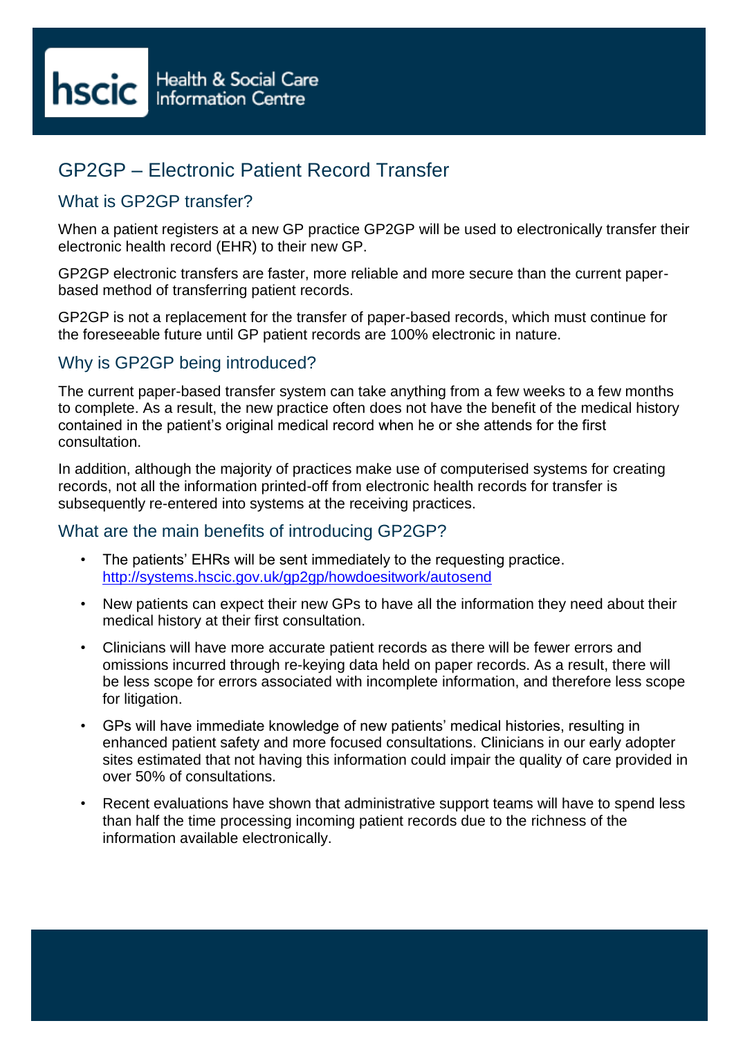Health & Social Care Information Centre

# GP2GP – Electronic Patient Record Transfer

## What is GP2GP transfer?

When a patient registers at a new GP practice GP2GP will be used to electronically transfer their electronic health record (EHR) to their new GP.

GP2GP electronic transfers are faster, more reliable and more secure than the current paper-based method of transferring patient records.

GP2GP is not a replacement for the transfer of paper-based records, which must continue for the foreseeable future until GP patient records are 100% electronic in nature.

## Why is GP2GP being introduced?

The current paper-based transfer system can take anything from a few weeks to a few months to complete. As a result, the new practice often does not have the benefit of the medical history contained in the patient's original medical record when he or she attends for the first consultation.

In addition, although the majority of practices make use of computerised systems for creating records, not all the information printed-off from electronic health records for transfer is subsequently re-entered into systems at the receiving practices.

## What are the main benefits of introducing GP2GP?

- The patients' EHRs will be sent immediately to the requesting practice. http://systems.hscic.gov.uk/gp2gp/howdoesitwork/autosend
- New patients can expect their new GPs to have all the information they need about their medical history at their first consultation.
- Clinicians will have more accurate patient records as there will be fewer errors and omissions incurred through re-keying data held on paper records. As a result, there will be less scope for errors associated with incomplete information, and therefore less scope for litigation.
- GPs will have immediate knowledge of new patients' medical histories, resulting in enhanced patient safety and more focused consultations. Clinicians in our early adopter sites estimated that not having this information could impair the quality of care provided in over 50% of consultations.
- Recent evaluations have shown that administrative support teams will have to spend less than half the time processing incoming patient records due to the richness of the information available electronically.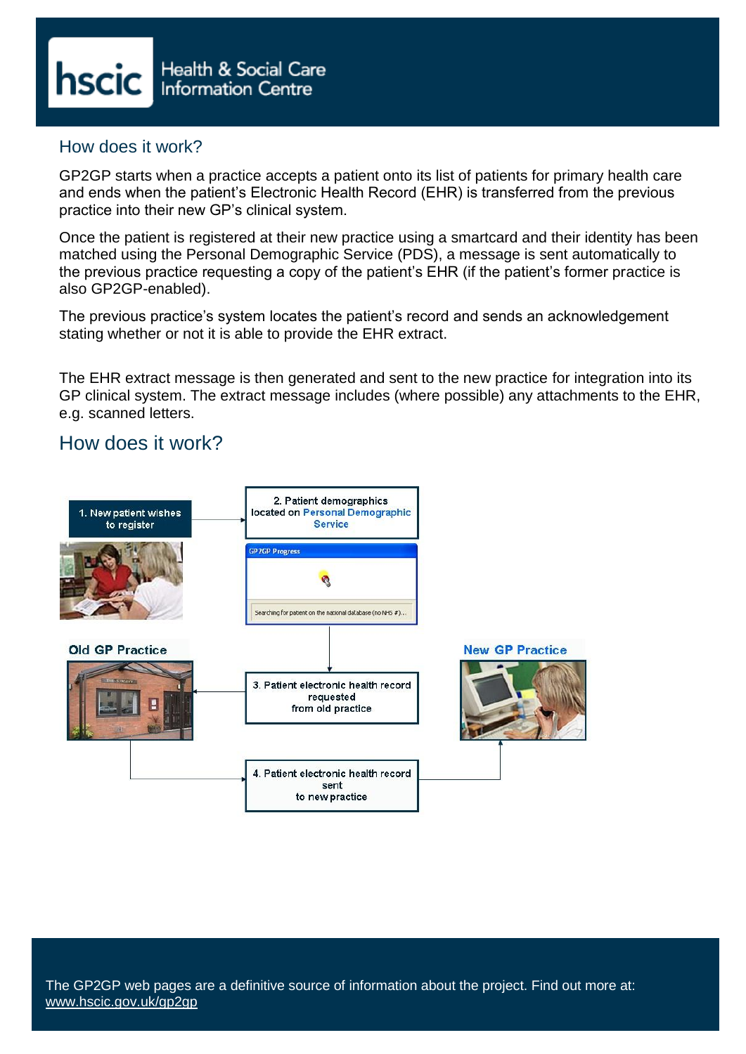## How does it work?

GP2GP starts when a practice accepts a patient onto its list of patients for primary health care and ends when the patient's Electronic Health Record (EHR) is transferred from the previous practice into their new GP's clinical system.

Once the patient is registered at their new practice using a smartcard and their identity has been matched using the Personal Demographic Service (PDS), a message is sent automatically to the previous practice requesting a copy of the patient's EHR (if the patient's former practice is also GP2GP-enabled).

The previous practice's system locates the patient's record and sends an acknowledgement stating whether or not it is able to provide the EHR extract.

The EHR extract message is then generated and sent to the new practice for integration into its GP clinical system. The extract message includes (where possible) any attachments to the EHR, e.g. scanned letters.

## How does it work?

1. New patient wishes to register

2. Patient demographics located on Personal Demographic Service

GP2GP Progress

Searching for patient on the national database (no NHS #)...

Old GP Practice

New GP Practice

3. Patient electronic health record requested from old practice

4. Patient electronic health record sent to new practice

The GP2GP web pages are a definitive source of information about the project. Find out more at: www.hscic.gov.uk/gp2gp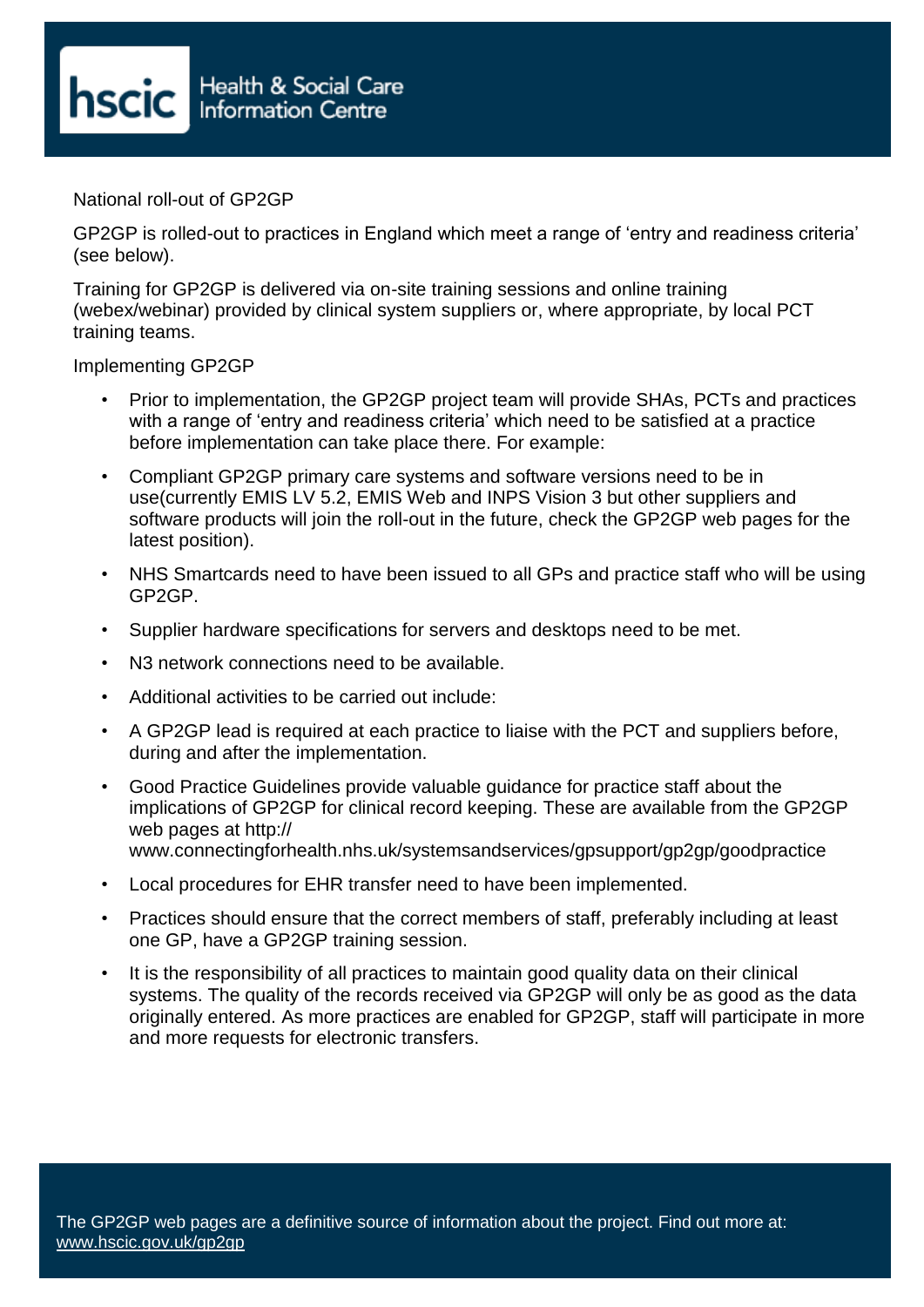National roll-out of GP2GP

GP2GP is rolled-out to practices in England which meet a range of 'entry and readiness criteria' (see below).

Training for GP2GP is delivered via on-site training sessions and online training (webex/webinar) provided by clinical system suppliers or, where appropriate, by local PCT training teams.

Implementing GP2GP

- Prior to implementation, the GP2GP project team will provide SHAs, PCTs and practices with a range of 'entry and readiness criteria' which need to be satisfied at a practice before implementation can take place there. For example:
- Compliant GP2GP primary care systems and software versions need to be in use(currently EMIS LV 5.2, EMIS Web and INPS Vision 3 but other suppliers and software products will join the roll-out in the future, check the GP2GP web pages for the latest position).
- NHS Smartcards need to have been issued to all GPs and practice staff who will be using GP2GP.
- Supplier hardware specifications for servers and desktops need to be met.
- N3 network connections need to be available.
- Additional activities to be carried out include:
- A GP2GP lead is required at each practice to liaise with the PCT and suppliers before, during and after the implementation.
- Good Practice Guidelines provide valuable guidance for practice staff about the implications of GP2GP for clinical record keeping. These are available from the GP2GP web pages at http:// www.connectingforhealth.nhs.uk/systemsandservices/gpsupport/gp2gp/goodpractice
- Local procedures for EHR transfer need to have been implemented.
- Practices should ensure that the correct members of staff, preferably including at least one GP, have a GP2GP training session.
- It is the responsibility of all practices to maintain good quality data on their clinical systems. The quality of the records received via GP2GP will only be as good as the data originally entered. As more practices are enabled for GP2GP, staff will participate in more and more requests for electronic transfers.

The GP2GP web pages are a definitive source of information about the project. Find out more at: www.hscic.gov.uk/gp2gp